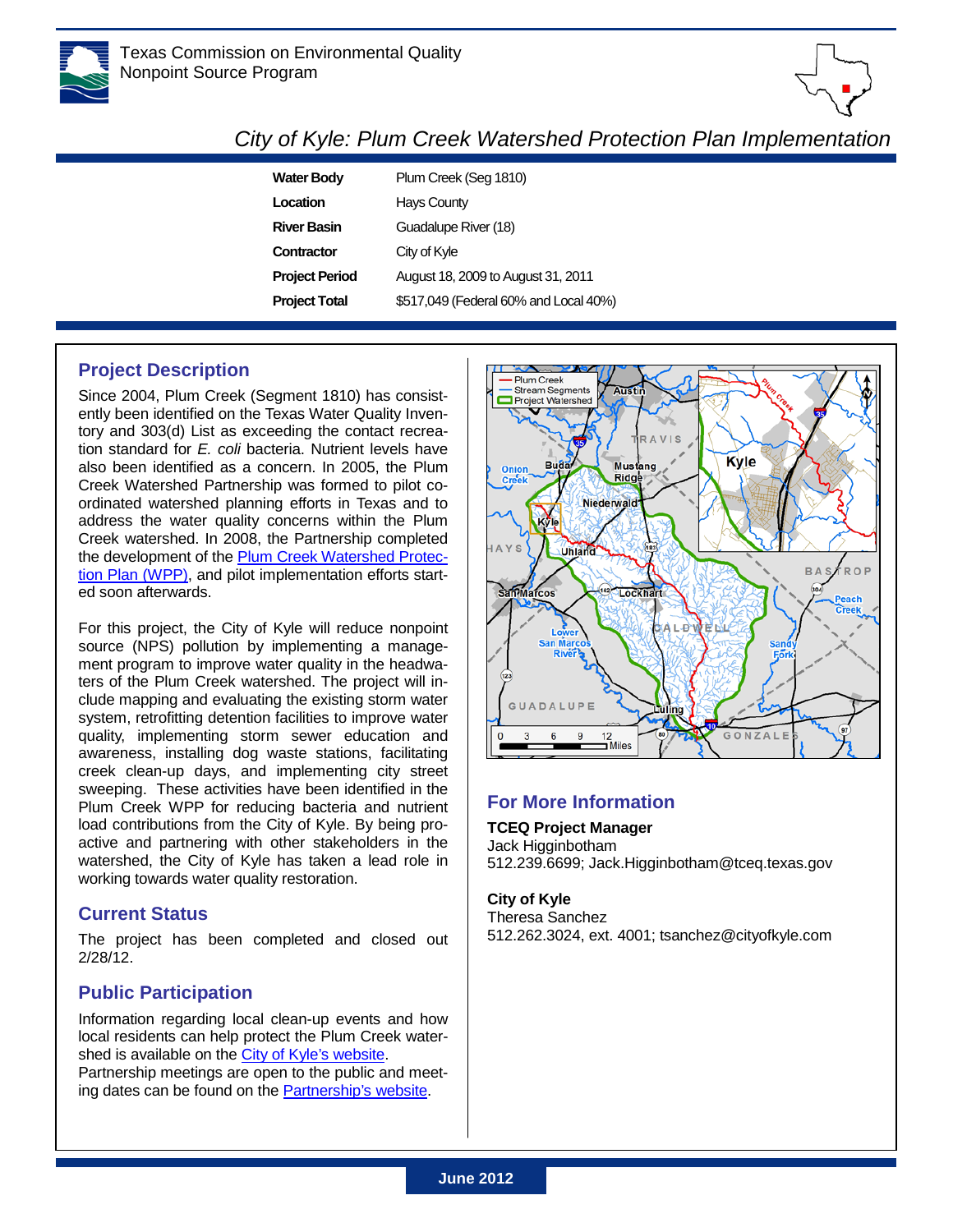Texas Commission on Environmental Quality
Nonpoint Source Program

# City of Kyle: Plum Creek Watershed Protection Plan Implementation

| | |
|---|---|
| **Water Body** | Plum Creek (Seg 1810) |
| **Location** | Hays County |
| **River Basin** | Guadalupe River (18) |
| **Contractor** | City of Kyle |
| **Project Period** | August 18, 2009 to August 31, 2011 |
| **Project Total** | $517,049 (Federal 60% and Local 40%) |

## Project Description

Since 2004, Plum Creek (Segment 1810) has consistently been identified on the Texas Water Quality Inventory and 303(d) List as exceeding the contact recreation standard for *E. coli* bacteria. Nutrient levels have also been identified as a concern. In 2005, the Plum Creek Watershed Partnership was formed to pilot coordinated watershed planning efforts in Texas and to address the water quality concerns within the Plum Creek watershed. In 2008, the Partnership completed the development of the Plum Creek Watershed Protection Plan (WPP), and pilot implementation efforts started soon afterwards.

For this project, the City of Kyle will reduce nonpoint source (NPS) pollution by implementing a management program to improve water quality in the headwaters of the Plum Creek watershed. The project will include mapping and evaluating the existing storm water system, retrofitting detention facilities to improve water quality, implementing storm sewer education and awareness, installing dog waste stations, facilitating creek clean-up days, and implementing city street sweeping. These activities have been identified in the Plum Creek WPP for reducing bacteria and nutrient load contributions from the City of Kyle. By being proactive and partnering with other stakeholders in the watershed, the City of Kyle has taken a lead role in working towards water quality restoration.

## Current Status

The project has been completed and closed out 2/28/12.

## Public Participation

Information regarding local clean-up events and how local residents can help protect the Plum Creek watershed is available on the City of Kyle's website.
Partnership meetings are open to the public and meeting dates can be found on the Partnership's website.

## For More Information

**TCEQ Project Manager**
Jack Higginbotham
512.239.6699; Jack.Higginbotham@tceq.texas.gov

**City of Kyle**
Theresa Sanchez
512.262.3024, ext. 4001; tsanchez@cityofkyle.com

June 2012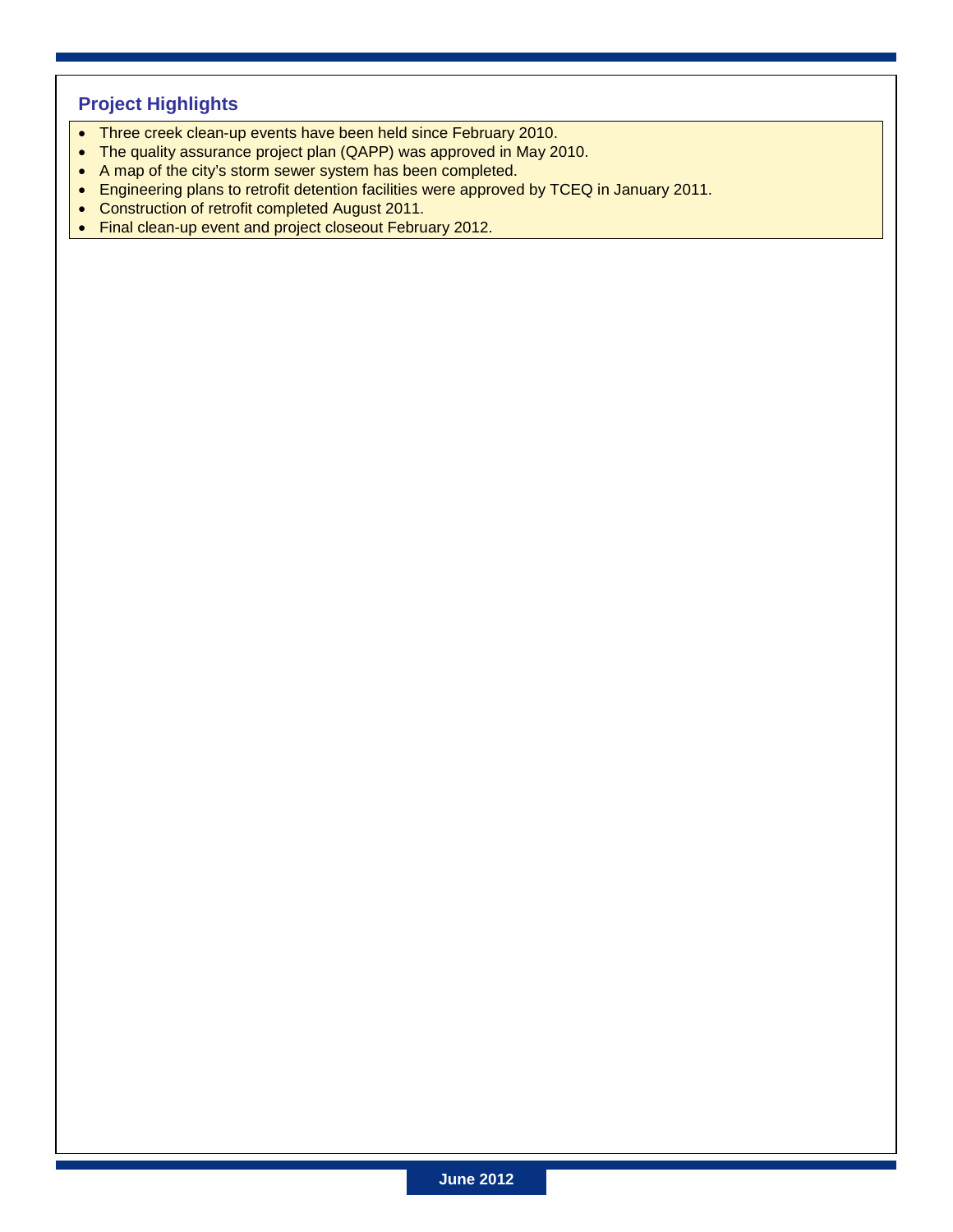## Project Highlights

- Three creek clean-up events have been held since February 2010.
- The quality assurance project plan (QAPP) was approved in May 2010.
- A map of the city's storm sewer system has been completed.
- Engineering plans to retrofit detention facilities were approved by TCEQ in January 2011.
- Construction of retrofit completed August 2011.
- Final clean-up event and project closeout February 2012.